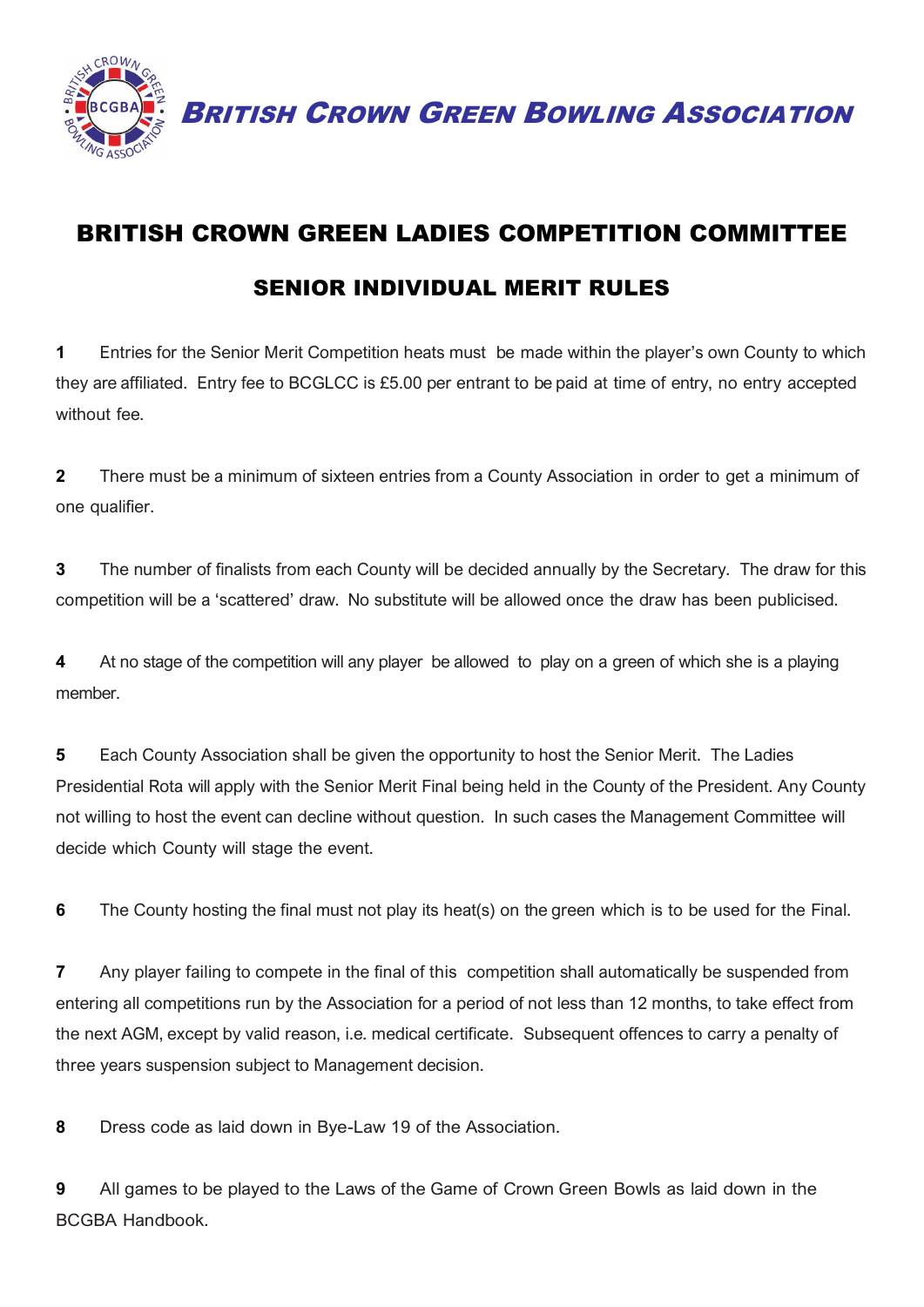**BRITISH CROWN GREEN BOWLING ASSOCIATION**

# BRITISH CROWN GREEN LADIES COMPETITION COMMITTEE

## SENIOR INDIVIDUAL MERIT RULES

**1** Entries for the Senior Merit Competition heats must be made within the player's own County to which they are affiliated. Entry fee to BCGLCC is £5.00 per entrant to be paid at time of entry, no entry accepted without fee.

**2** There must be a minimum of sixteen entries from a County Association in order to get a minimum of one qualifier.

**3** The number of finalists from each County will be decided annually by the Secretary. The draw for this competition will be a 'scattered' draw. No substitute will be allowed once the draw has been publicised.

**4** At no stage of the competition will any player be allowed to play on a green of which she is a playing member.

**5** Each County Association shall be given the opportunity to host the Senior Merit. The Ladies Presidential Rota will apply with the Senior Merit Final being held in the County of the President. Any County not willing to host the event can decline without question. In such cases the Management Committee will decide which County will stage the event.

**6** The County hosting the final must not play its heat(s) on the green which is to be used for the Final.

**7** Any player failing to compete in the final of this competition shall automatically be suspended from entering all competitions run by the Association for a period of not less than 12 months, to take effect from the next AGM, except by valid reason, i.e. medical certificate. Subsequent offences to carry a penalty of three years suspension subject to Management decision.

**8** Dress code as laid down in Bye-Law 19 of the Association.

**9** All games to be played to the Laws of the Game of Crown Green Bowls as laid down in the BCGBA Handbook.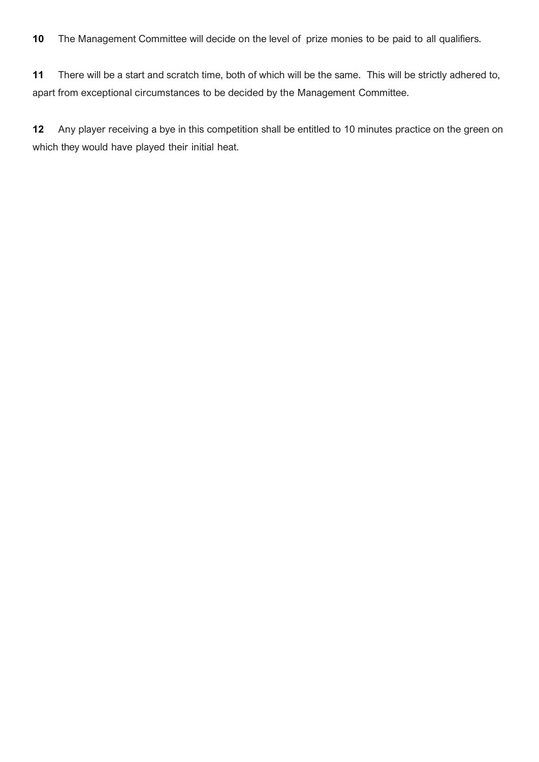**10** The Management Committee will decide on the level of prize monies to be paid to all qualifiers.

**11** There will be a start and scratch time, both of which will be the same. This will be strictly adhered to, apart from exceptional circumstances to be decided by the Management Committee.

**12** Any player receiving a bye in this competition shall be entitled to 10 minutes practice on the green on which they would have played their initial heat.